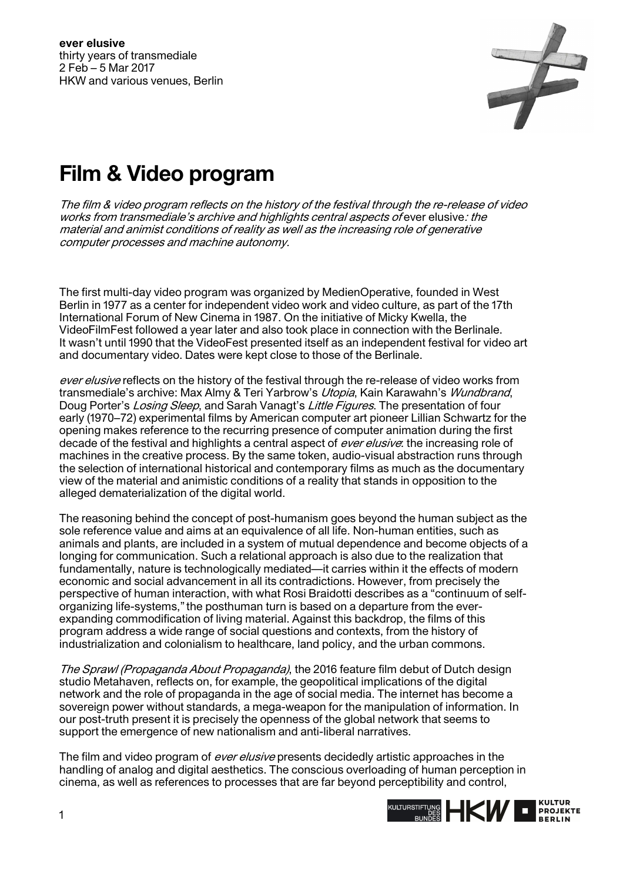**ever elusive**
thirty years of transmediale
2 Feb – 5 Mar 2017
HKW and various venues, Berlin

# Film & Video program

*The film & video program reflects on the history of the festival through the re-release of video works from transmediale's archive and highlights central aspects of* ever elusive*: the material and animist conditions of reality as well as the increasing role of generative computer processes and machine autonomy.*

The first multi-day video program was organized by MedienOperative, founded in West Berlin in 1977 as a center for independent video work and video culture, as part of the 17th International Forum of New Cinema in 1987. On the initiative of Micky Kwella, the VideoFilmFest followed a year later and also took place in connection with the Berlinale. It wasn't until 1990 that the VideoFest presented itself as an independent festival for video art and documentary video. Dates were kept close to those of the Berlinale.

*ever elusive* reflects on the history of the festival through the re-release of video works from transmediale's archive: Max Almy & Teri Yarbrow's *Utopia*, Kain Karawahn's *Wundbrand*, Doug Porter's *Losing Sleep*, and Sarah Vanagt's *Little Figures*. The presentation of four early (1970–72) experimental films by American computer art pioneer Lillian Schwartz for the opening makes reference to the recurring presence of computer animation during the first decade of the festival and highlights a central aspect of *ever elusive*: the increasing role of machines in the creative process. By the same token, audio-visual abstraction runs through the selection of international historical and contemporary films as much as the documentary view of the material and animistic conditions of a reality that stands in opposition to the alleged dematerialization of the digital world.

The reasoning behind the concept of post-humanism goes beyond the human subject as the sole reference value and aims at an equivalence of all life. Non-human entities, such as animals and plants, are included in a system of mutual dependence and become objects of a longing for communication. Such a relational approach is also due to the realization that fundamentally, nature is technologically mediated—it carries within it the effects of modern economic and social advancement in all its contradictions. However, from precisely the perspective of human interaction, with what Rosi Braidotti describes as a "continuum of self-organizing life-systems," the posthuman turn is based on a departure from the ever-expanding commodification of living material. Against this backdrop, the films of this program address a wide range of social questions and contexts, from the history of industrialization and colonialism to healthcare, land policy, and the urban commons.

*The Sprawl (Propaganda About Propaganda)*, the 2016 feature film debut of Dutch design studio Metahaven, reflects on, for example, the geopolitical implications of the digital network and the role of propaganda in the age of social media. The internet has become a sovereign power without standards, a mega-weapon for the manipulation of information. In our post-truth present it is precisely the openness of the global network that seems to support the emergence of new nationalism and anti-liberal narratives.

The film and video program of *ever elusive* presents decidedly artistic approaches in the handling of analog and digital aesthetics. The conscious overloading of human perception in cinema, as well as references to processes that are far beyond perceptibility and control,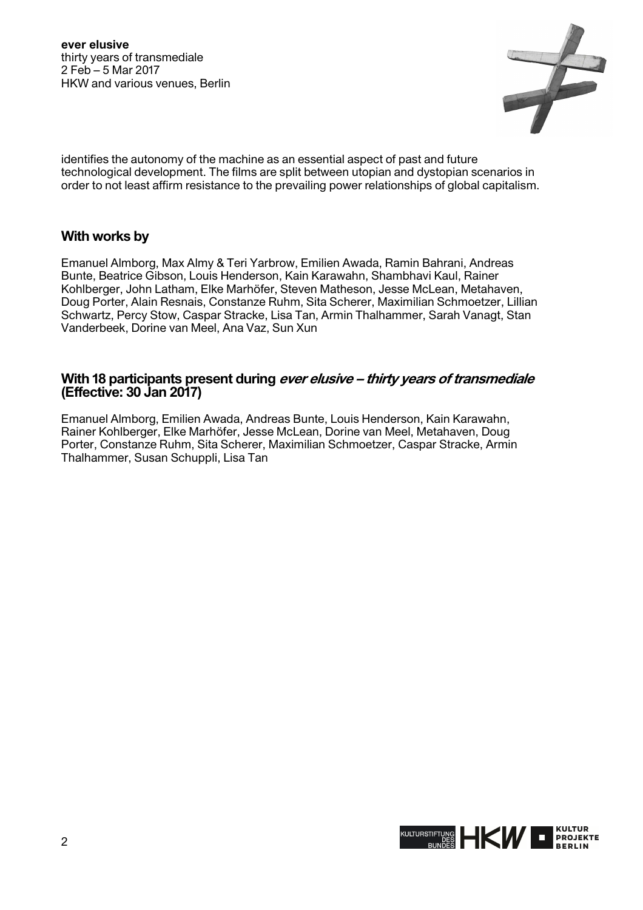identifies the autonomy of the machine as an essential aspect of past and future technological development. The films are split between utopian and dystopian scenarios in order to not least affirm resistance to the prevailing power relationships of global capitalism.

## With works by

Emanuel Almborg, Max Almy & Teri Yarbrow, Emilien Awada, Ramin Bahrani, Andreas Bunte, Beatrice Gibson, Louis Henderson, Kain Karawahn, Shambhavi Kaul, Rainer Kohlberger, John Latham, Elke Marhöfer, Steven Matheson, Jesse McLean, Metahaven, Doug Porter, Alain Resnais, Constanze Ruhm, Sita Scherer, Maximilian Schmoetzer, Lillian Schwartz, Percy Stow, Caspar Stracke, Lisa Tan, Armin Thalhammer, Sarah Vanagt, Stan Vanderbeek, Dorine van Meel, Ana Vaz, Sun Xun

## With 18 participants present during *ever elusive – thirty years of transmediale* (Effective: 30 Jan 2017)

Emanuel Almborg, Emilien Awada, Andreas Bunte, Louis Henderson, Kain Karawahn, Rainer Kohlberger, Elke Marhöfer, Jesse McLean, Dorine van Meel, Metahaven, Doug Porter, Constanze Ruhm, Sita Scherer, Maximilian Schmoetzer, Caspar Stracke, Armin Thalhammer, Susan Schuppli, Lisa Tan